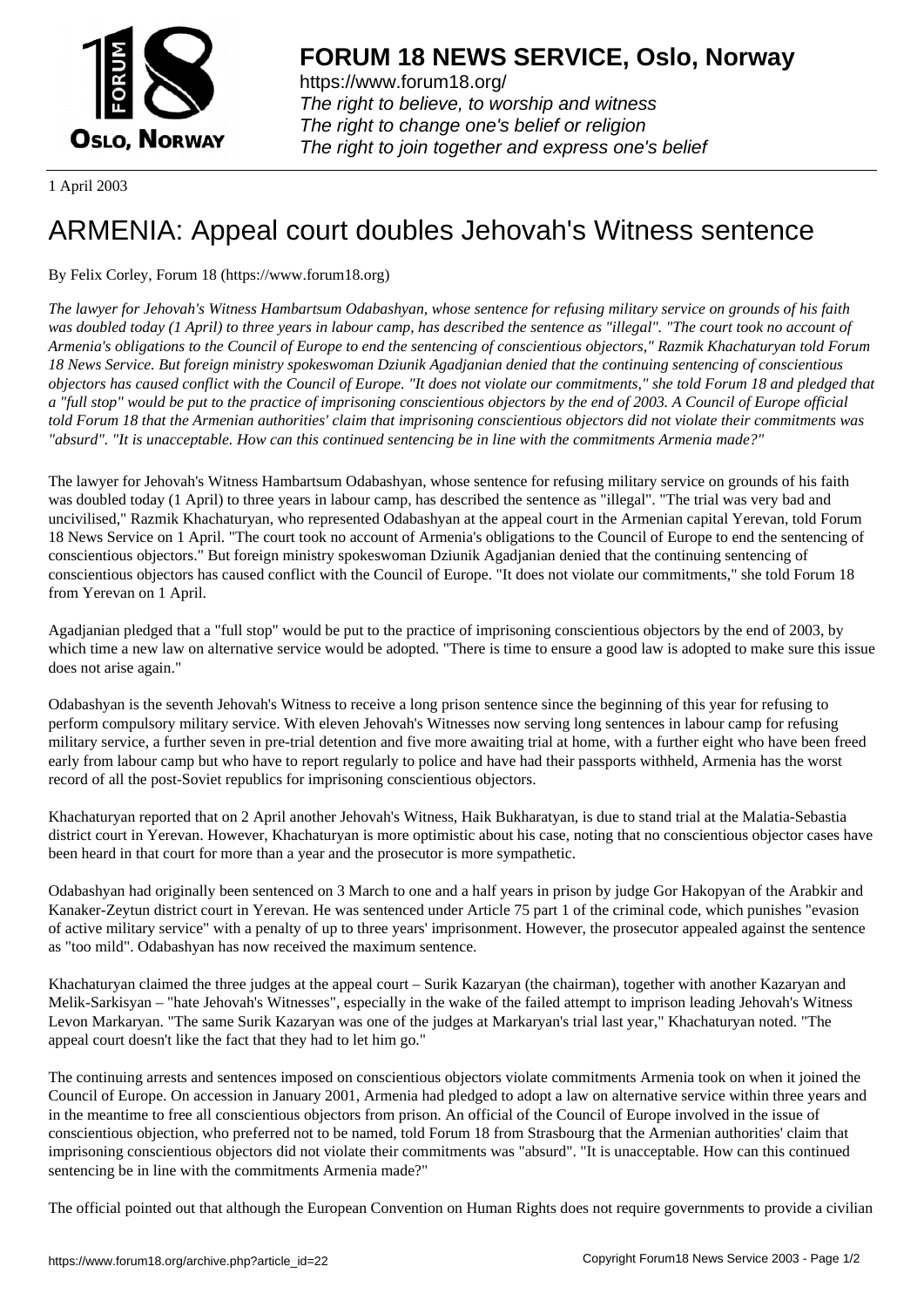**FORUM 18 NEWS SERVICE, Oslo, Norway**

https://www.forum18.org/
*The right to believe, to worship and witness*
*The right to change one's belief or religion*
*The right to join together and express one's belief*

1 April 2003

# ARMENIA: Appeal court doubles Jehovah's Witness sentence

By Felix Corley, Forum 18 (https://www.forum18.org)

*The lawyer for Jehovah's Witness Hambartsum Odabashyan, whose sentence for refusing military service on grounds of his faith was doubled today (1 April) to three years in labour camp, has described the sentence as "illegal". "The court took no account of Armenia's obligations to the Council of Europe to end the sentencing of conscientious objectors," Razmik Khachaturyan told Forum 18 News Service. But foreign ministry spokeswoman Dziunik Agadjanian denied that the continuing sentencing of conscientious objectors has caused conflict with the Council of Europe. "It does not violate our commitments," she told Forum 18 and pledged that a "full stop" would be put to the practice of imprisoning conscientious objectors by the end of 2003. A Council of Europe official told Forum 18 that the Armenian authorities' claim that imprisoning conscientious objectors did not violate their commitments was "absurd". "It is unacceptable. How can this continued sentencing be in line with the commitments Armenia made?"*

The lawyer for Jehovah's Witness Hambartsum Odabashyan, whose sentence for refusing military service on grounds of his faith was doubled today (1 April) to three years in labour camp, has described the sentence as "illegal". "The trial was very bad and uncivilised," Razmik Khachaturyan, who represented Odabashyan at the appeal court in the Armenian capital Yerevan, told Forum 18 News Service on 1 April. "The court took no account of Armenia's obligations to the Council of Europe to end the sentencing of conscientious objectors." But foreign ministry spokeswoman Dziunik Agadjanian denied that the continuing sentencing of conscientious objectors has caused conflict with the Council of Europe. "It does not violate our commitments," she told Forum 18 from Yerevan on 1 April.

Agadjanian pledged that a "full stop" would be put to the practice of imprisoning conscientious objectors by the end of 2003, by which time a new law on alternative service would be adopted. "There is time to ensure a good law is adopted to make sure this issue does not arise again."

Odabashyan is the seventh Jehovah's Witness to receive a long prison sentence since the beginning of this year for refusing to perform compulsory military service. With eleven Jehovah's Witnesses now serving long sentences in labour camp for refusing military service, a further seven in pre-trial detention and five more awaiting trial at home, with a further eight who have been freed early from labour camp but who have to report regularly to police and have had their passports withheld, Armenia has the worst record of all the post-Soviet republics for imprisoning conscientious objectors.

Khachaturyan reported that on 2 April another Jehovah's Witness, Haik Bukharatyan, is due to stand trial at the Malatia-Sebastia district court in Yerevan. However, Khachaturyan is more optimistic about his case, noting that no conscientious objector cases have been heard in that court for more than a year and the prosecutor is more sympathetic.

Odabashyan had originally been sentenced on 3 March to one and a half years in prison by judge Gor Hakopyan of the Arabkir and Kanaker-Zeytun district court in Yerevan. He was sentenced under Article 75 part 1 of the criminal code, which punishes "evasion of active military service" with a penalty of up to three years' imprisonment. However, the prosecutor appealed against the sentence as "too mild". Odabashyan has now received the maximum sentence.

Khachaturyan claimed the three judges at the appeal court – Surik Kazaryan (the chairman), together with another Kazaryan and Melik-Sarkisyan – "hate Jehovah's Witnesses", especially in the wake of the failed attempt to imprison leading Jehovah's Witness Levon Markaryan. "The same Surik Kazaryan was one of the judges at Markaryan's trial last year," Khachaturyan noted. "The appeal court doesn't like the fact that they had to let him go."

The continuing arrests and sentences imposed on conscientious objectors violate commitments Armenia took on when it joined the Council of Europe. On accession in January 2001, Armenia had pledged to adopt a law on alternative service within three years and in the meantime to free all conscientious objectors from prison. An official of the Council of Europe involved in the issue of conscientious objection, who preferred not to be named, told Forum 18 from Strasbourg that the Armenian authorities' claim that imprisoning conscientious objectors did not violate their commitments was "absurd". "It is unacceptable. How can this continued sentencing be in line with the commitments Armenia made?"

The official pointed out that although the European Convention on Human Rights does not require governments to provide a civilian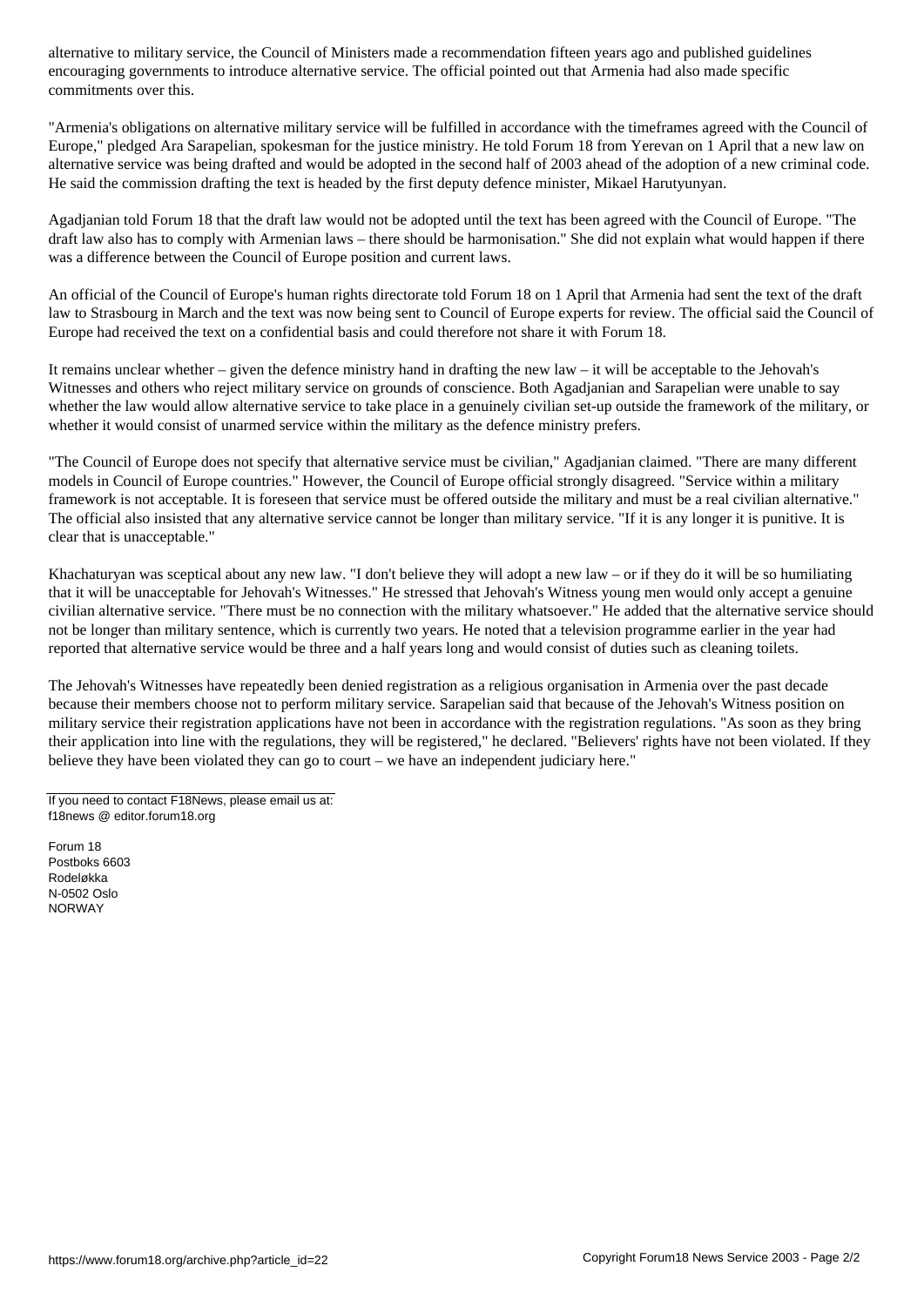alternative to military service, the Council of Ministers made a recommendation fifteen years ago and published guidelines encouraging governments to introduce alternative service. The official pointed out that Armenia had also made specific commitments over this.

"Armenia's obligations on alternative military service will be fulfilled in accordance with the timeframes agreed with the Council of Europe," pledged Ara Sarapelian, spokesman for the justice ministry. He told Forum 18 from Yerevan on 1 April that a new law on alternative service was being drafted and would be adopted in the second half of 2003 ahead of the adoption of a new criminal code. He said the commission drafting the text is headed by the first deputy defence minister, Mikael Harutyunyan.

Agadjanian told Forum 18 that the draft law would not be adopted until the text has been agreed with the Council of Europe. "The draft law also has to comply with Armenian laws – there should be harmonisation." She did not explain what would happen if there was a difference between the Council of Europe position and current laws.

An official of the Council of Europe's human rights directorate told Forum 18 on 1 April that Armenia had sent the text of the draft law to Strasbourg in March and the text was now being sent to Council of Europe experts for review. The official said the Council of Europe had received the text on a confidential basis and could therefore not share it with Forum 18.

It remains unclear whether – given the defence ministry hand in drafting the new law – it will be acceptable to the Jehovah's Witnesses and others who reject military service on grounds of conscience. Both Agadjanian and Sarapelian were unable to say whether the law would allow alternative service to take place in a genuinely civilian set-up outside the framework of the military, or whether it would consist of unarmed service within the military as the defence ministry prefers.

"The Council of Europe does not specify that alternative service must be civilian," Agadjanian claimed. "There are many different models in Council of Europe countries." However, the Council of Europe official strongly disagreed. "Service within a military framework is not acceptable. It is foreseen that service must be offered outside the military and must be a real civilian alternative." The official also insisted that any alternative service cannot be longer than military service. "If it is any longer it is punitive. It is clear that is unacceptable."

Khachaturyan was sceptical about any new law. "I don't believe they will adopt a new law – or if they do it will be so humiliating that it will be unacceptable for Jehovah's Witnesses." He stressed that Jehovah's Witness young men would only accept a genuine civilian alternative service. "There must be no connection with the military whatsoever." He added that the alternative service should not be longer than military sentence, which is currently two years. He noted that a television programme earlier in the year had reported that alternative service would be three and a half years long and would consist of duties such as cleaning toilets.

The Jehovah's Witnesses have repeatedly been denied registration as a religious organisation in Armenia over the past decade because their members choose not to perform military service. Sarapelian said that because of the Jehovah's Witness position on military service their registration applications have not been in accordance with the registration regulations. "As soon as they bring their application into line with the regulations, they will be registered," he declared. "Believers' rights have not been violated. If they believe they have been violated they can go to court – we have an independent judiciary here."

If you need to contact F18News, please email us at:
f18news @ editor.forum18.org

Forum 18
Postboks 6603
Rodeløkka
N-0502 Oslo
NORWAY